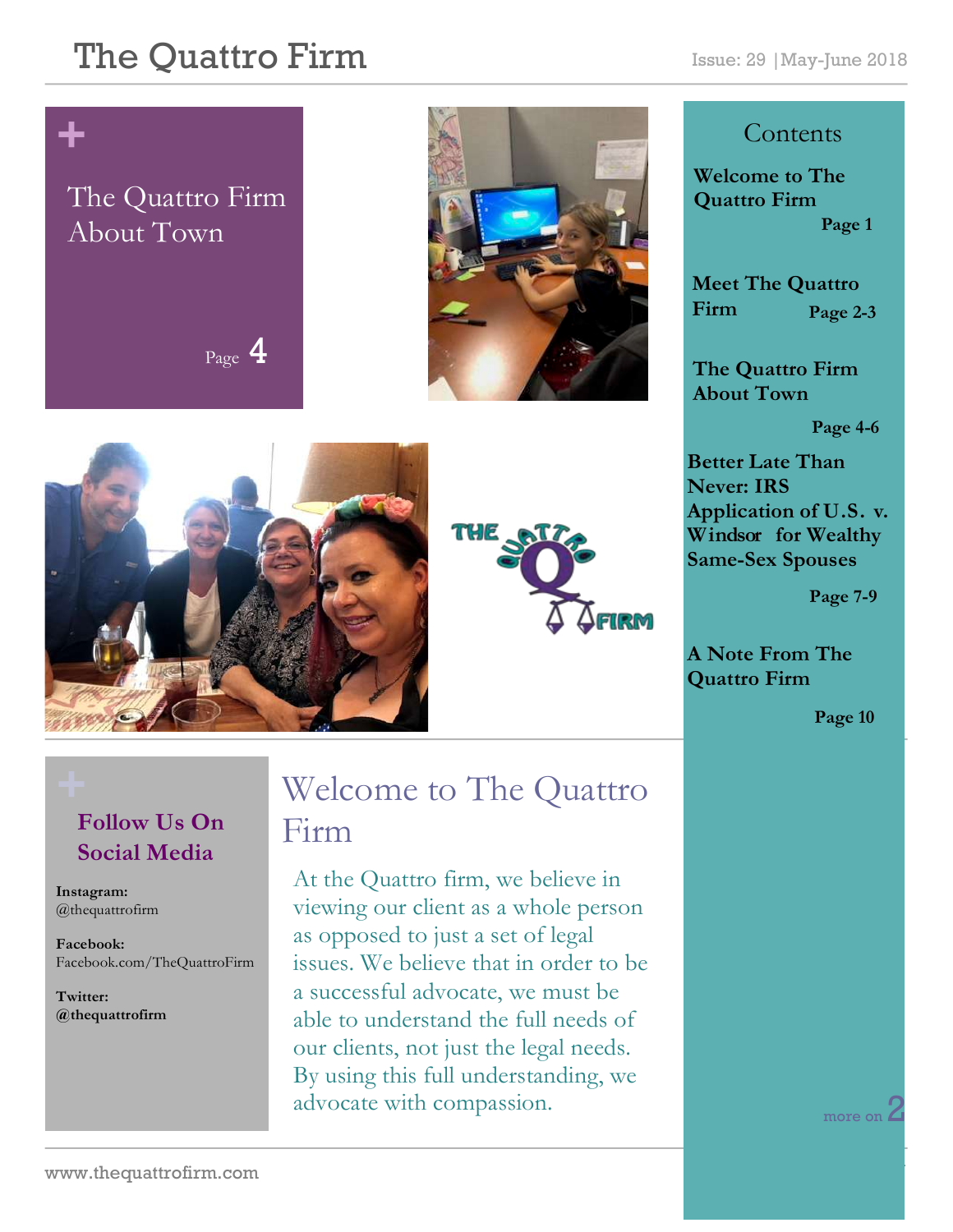# The Quattro Firm

Issue: 29 |May-June 2018

+

The Quattro Firm About Town

Page 4

## Contents

**Welcome to The Quattro Firm** — Page 1

**Meet The Quattro Firm** — Page 2-3

**The Quattro Firm About Town** — Page 4-6

**Better Late Than Never: IRS Application of U.S. v. Windsor for Wealthy Same-Sex Spouses** — Page 7-9

**A Note From The Quattro Firm** — Page 10

+

## Follow Us On Social Media

**Instagram:** @thequattrofirm

**Facebook:** Facebook.com/TheQuattroFirm

**Twitter:** **@thequattrofirm**

## Welcome to The Quattro Firm

At the Quattro firm, we believe in viewing our client as a whole person as opposed to just a set of legal issues. We believe that in order to be a successful advocate, we must be able to understand the full needs of our clients, not just the legal needs. By using this full understanding, we advocate with compassion.

more on 2

www.thequattrofirm.com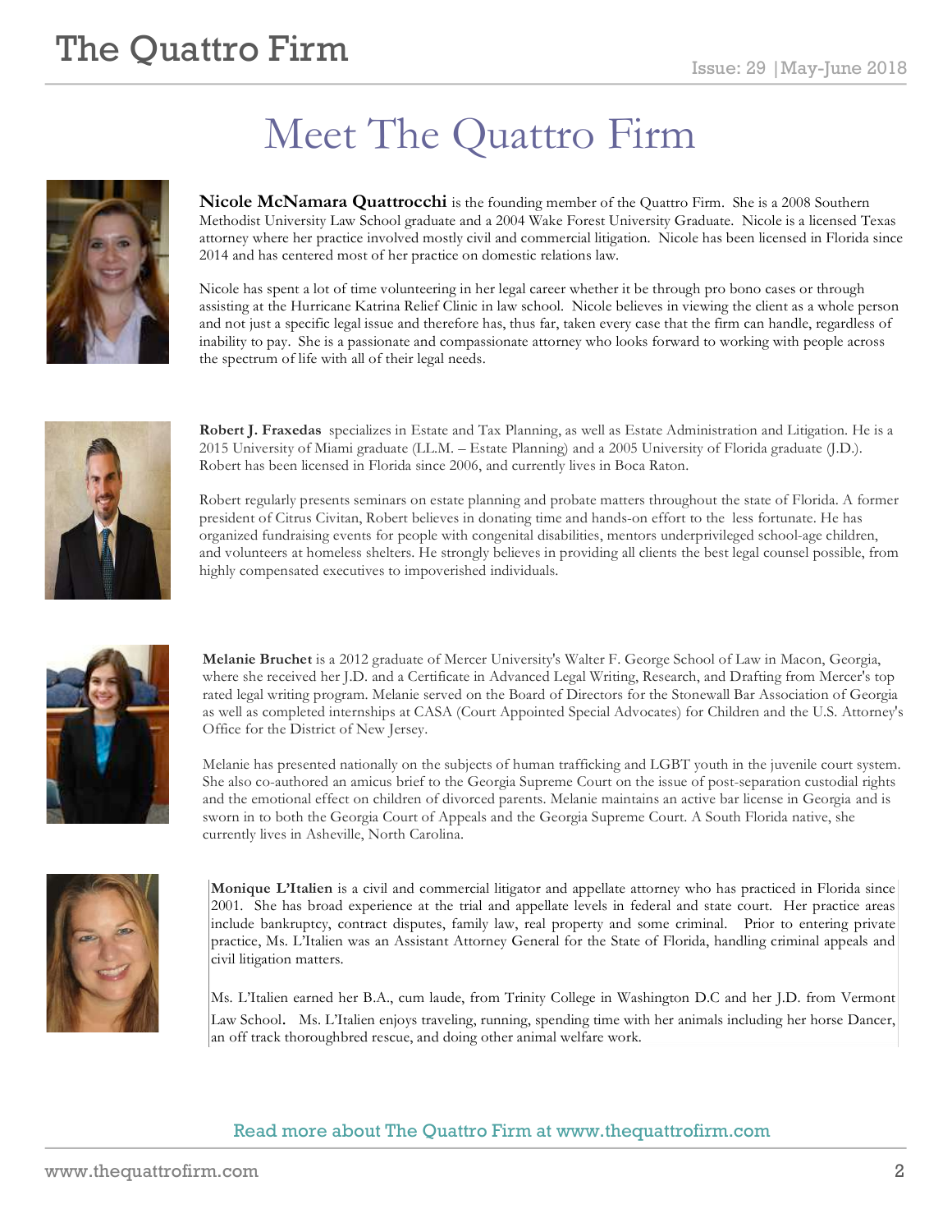# Meet The Quattro Firm

**Nicole McNamara Quattrocchi** is the founding member of the Quattro Firm. She is a 2008 Southern Methodist University Law School graduate and a 2004 Wake Forest University Graduate. Nicole is a licensed Texas attorney where her practice involved mostly civil and commercial litigation. Nicole has been licensed in Florida since 2014 and has centered most of her practice on domestic relations law.

Nicole has spent a lot of time volunteering in her legal career whether it be through pro bono cases or through assisting at the Hurricane Katrina Relief Clinic in law school. Nicole believes in viewing the client as a whole person and not just a specific legal issue and therefore has, thus far, taken every case that the firm can handle, regardless of inability to pay. She is a passionate and compassionate attorney who looks forward to working with people across the spectrum of life with all of their legal needs.

**Robert J. Fraxedas** specializes in Estate and Tax Planning, as well as Estate Administration and Litigation. He is a 2015 University of Miami graduate (LL.M. – Estate Planning) and a 2005 University of Florida graduate (J.D.). Robert has been licensed in Florida since 2006, and currently lives in Boca Raton.

Robert regularly presents seminars on estate planning and probate matters throughout the state of Florida. A former president of Citrus Civitan, Robert believes in donating time and hands-on effort to the less fortunate. He has organized fundraising events for people with congenital disabilities, mentors underprivileged school-age children, and volunteers at homeless shelters. He strongly believes in providing all clients the best legal counsel possible, from highly compensated executives to impoverished individuals.

**Melanie Bruchet** is a 2012 graduate of Mercer University's Walter F. George School of Law in Macon, Georgia, where she received her J.D. and a Certificate in Advanced Legal Writing, Research, and Drafting from Mercer's top rated legal writing program. Melanie served on the Board of Directors for the Stonewall Bar Association of Georgia as well as completed internships at CASA (Court Appointed Special Advocates) for Children and the U.S. Attorney's Office for the District of New Jersey.

Melanie has presented nationally on the subjects of human trafficking and LGBT youth in the juvenile court system. She also co-authored an amicus brief to the Georgia Supreme Court on the issue of post-separation custodial rights and the emotional effect on children of divorced parents. Melanie maintains an active bar license in Georgia and is sworn in to both the Georgia Court of Appeals and the Georgia Supreme Court. A South Florida native, she currently lives in Asheville, North Carolina.

**Monique L'Italien** is a civil and commercial litigator and appellate attorney who has practiced in Florida since 2001. She has broad experience at the trial and appellate levels in federal and state court. Her practice areas include bankruptcy, contract disputes, family law, real property and some criminal. Prior to entering private practice, Ms. L'Italien was an Assistant Attorney General for the State of Florida, handling criminal appeals and civil litigation matters.

Ms. L'Italien earned her B.A., cum laude, from Trinity College in Washington D.C and her J.D. from Vermont Law School. Ms. L'Italien enjoys traveling, running, spending time with her animals including her horse Dancer, an off track thoroughbred rescue, and doing other animal welfare work.

Read more about The Quattro Firm at www.thequattrofirm.com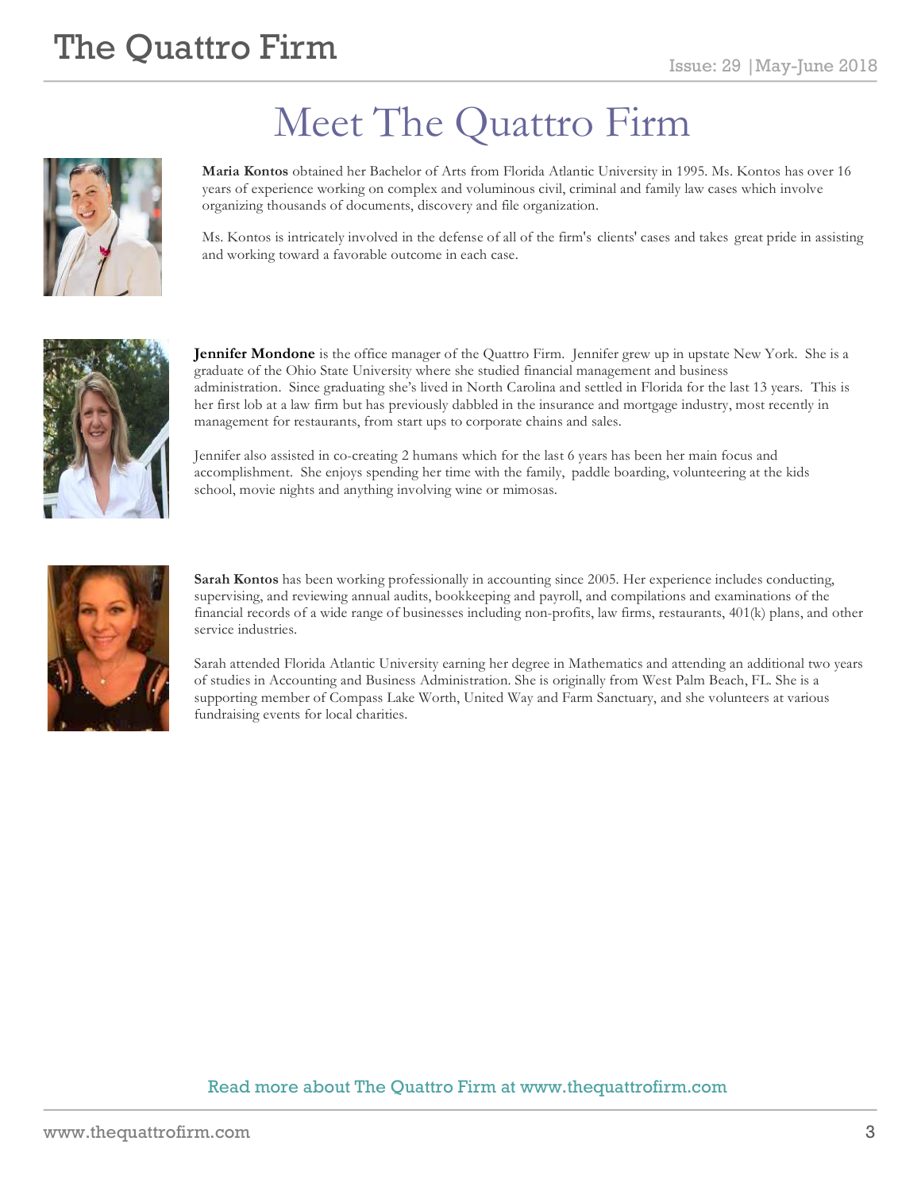# Meet The Quattro Firm

**Maria Kontos** obtained her Bachelor of Arts from Florida Atlantic University in 1995. Ms. Kontos has over 16 years of experience working on complex and voluminous civil, criminal and family law cases which involve organizing thousands of documents, discovery and file organization.

Ms. Kontos is intricately involved in the defense of all of the firm's clients' cases and takes great pride in assisting and working toward a favorable outcome in each case.

**Jennifer Mondone** is the office manager of the Quattro Firm. Jennifer grew up in upstate New York. She is a graduate of the Ohio State University where she studied financial management and business administration. Since graduating she's lived in North Carolina and settled in Florida for the last 13 years. This is her first lob at a law firm but has previously dabbled in the insurance and mortgage industry, most recently in management for restaurants, from start ups to corporate chains and sales.

Jennifer also assisted in co-creating 2 humans which for the last 6 years has been her main focus and accomplishment. She enjoys spending her time with the family, paddle boarding, volunteering at the kids school, movie nights and anything involving wine or mimosas.

**Sarah Kontos** has been working professionally in accounting since 2005. Her experience includes conducting, supervising, and reviewing annual audits, bookkeeping and payroll, and compilations and examinations of the financial records of a wide range of businesses including non-profits, law firms, restaurants, 401(k) plans, and other service industries.

Sarah attended Florida Atlantic University earning her degree in Mathematics and attending an additional two years of studies in Accounting and Business Administration. She is originally from West Palm Beach, FL. She is a supporting member of Compass Lake Worth, United Way and Farm Sanctuary, and she volunteers at various fundraising events for local charities.

Read more about The Quattro Firm at www.thequattrofirm.com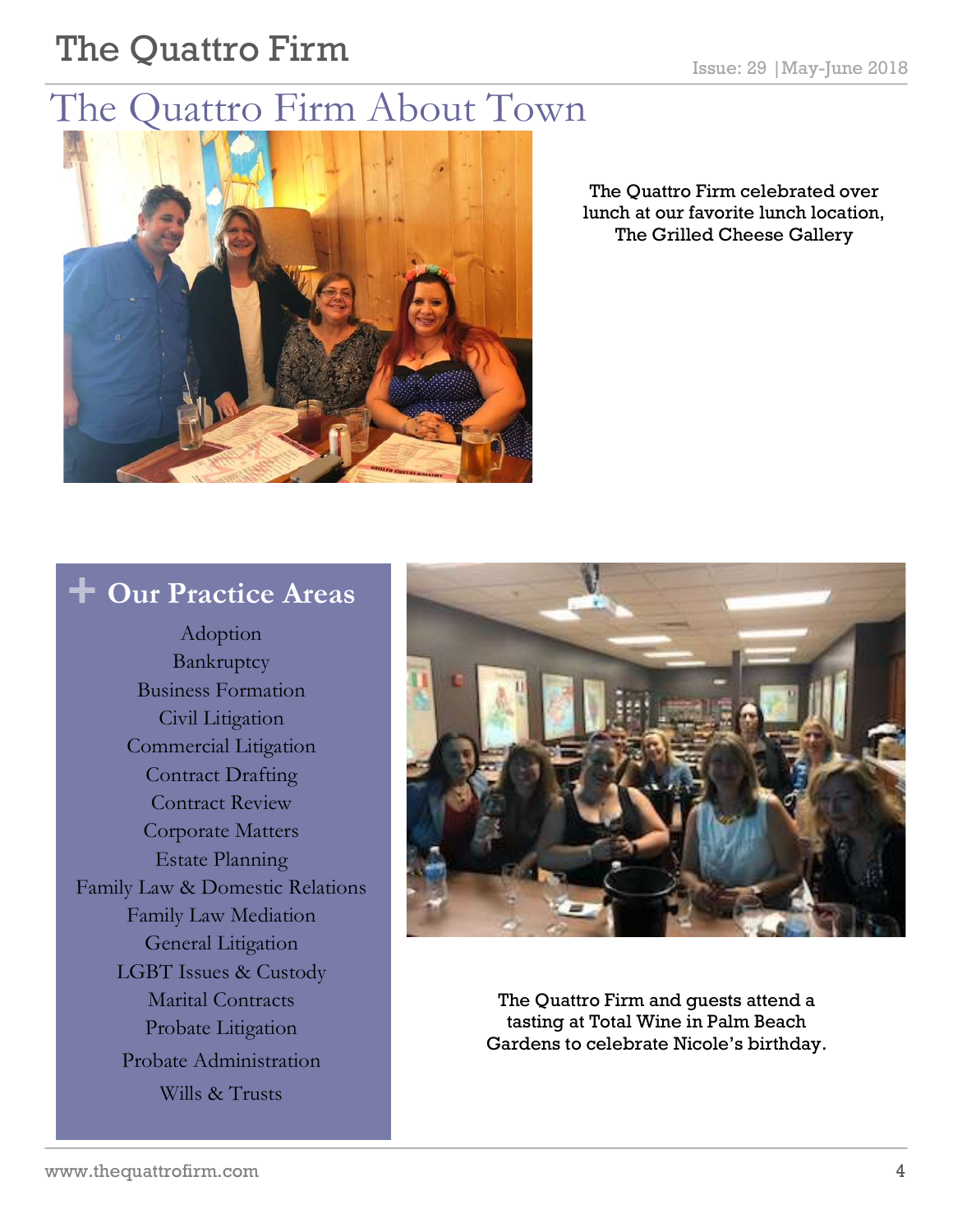# The Quattro Firm About Town

The Quattro Firm celebrated over lunch at our favorite lunch location, The Grilled Cheese Gallery

## Our Practice Areas

Adoption
Bankruptcy
Business Formation
Civil Litigation
Commercial Litigation
Contract Drafting
Contract Review
Corporate Matters
Estate Planning
Family Law & Domestic Relations
Family Law Mediation
General Litigation
LGBT Issues & Custody
Marital Contracts
Probate Litigation
Probate Administration
Wills & Trusts

The Quattro Firm and guests attend a tasting at Total Wine in Palm Beach Gardens to celebrate Nicole's birthday.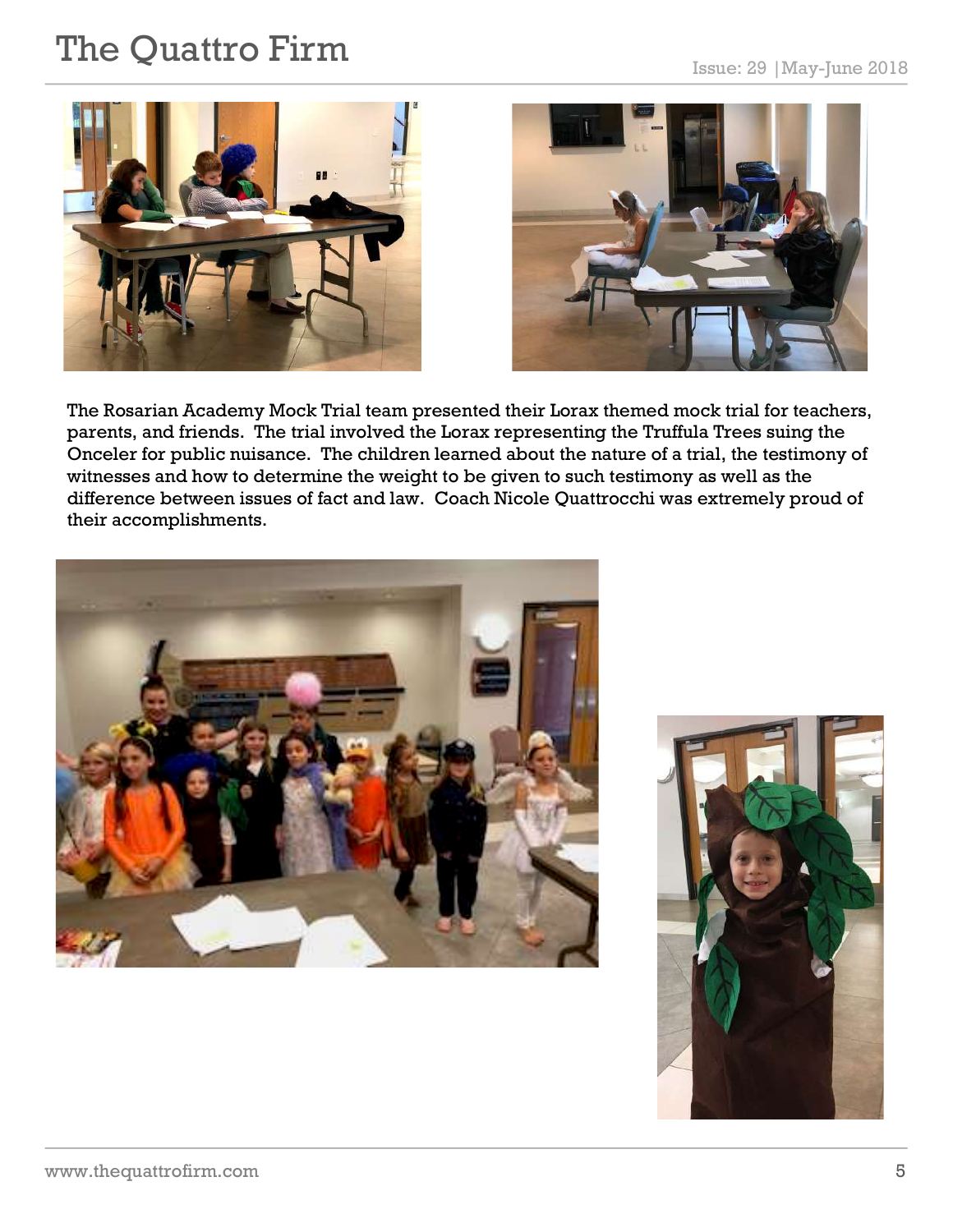The Rosarian Academy Mock Trial team presented their Lorax themed mock trial for teachers, parents, and friends. The trial involved the Lorax representing the Truffula Trees suing the Onceler for public nuisance. The children learned about the nature of a trial, the testimony of witnesses and how to determine the weight to be given to such testimony as well as the difference between issues of fact and law. Coach Nicole Quattrocchi was extremely proud of their accomplishments.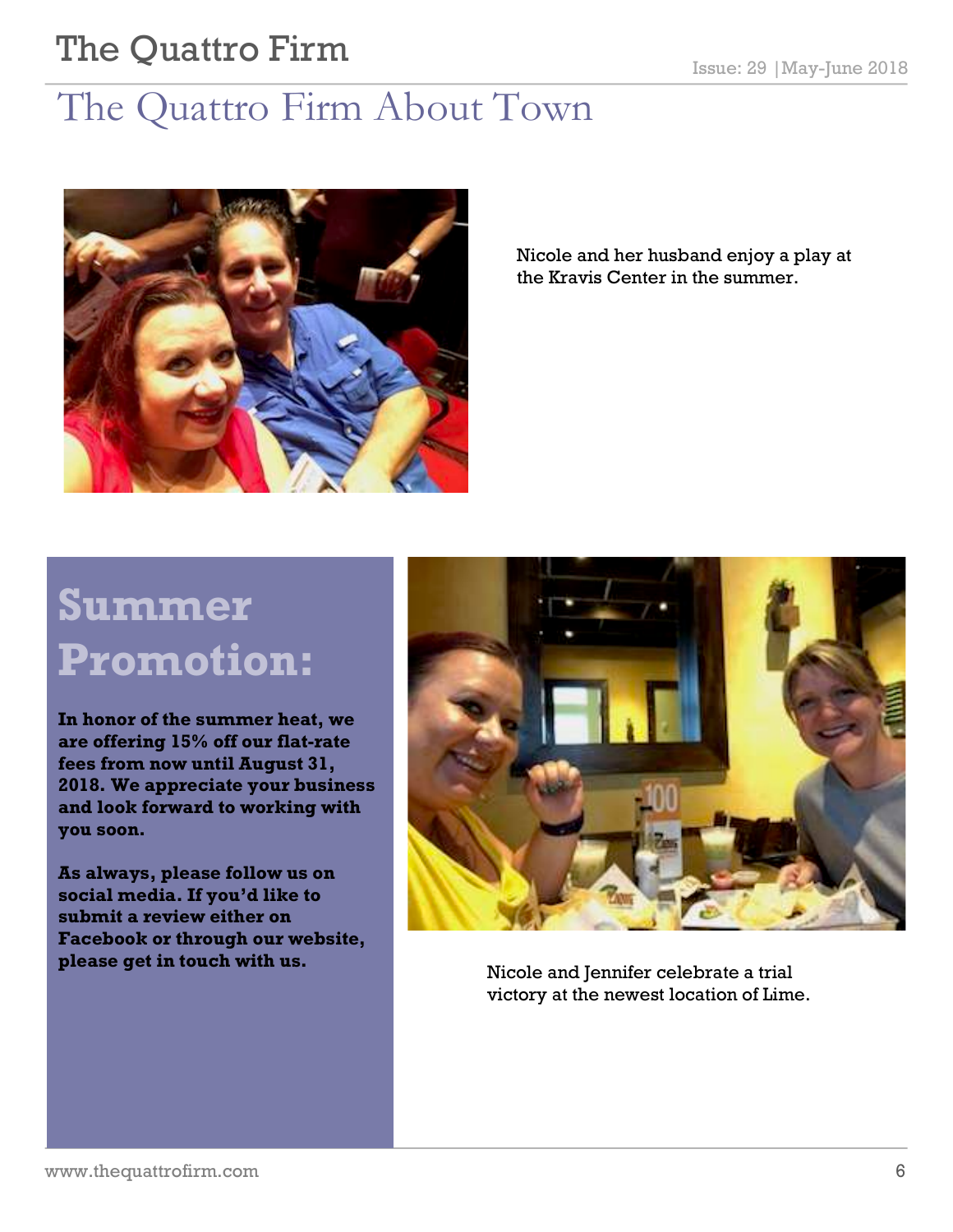# The Quattro Firm About Town

Nicole and her husband enjoy a play at the Kravis Center in the summer.

## Summer Promotion:

**In honor of the summer heat, we are offering 15% off our flat-rate fees from now until August 31, 2018. We appreciate your business and look forward to working with you soon.**

**As always, please follow us on social media. If you'd like to submit a review either on Facebook or through our website, please get in touch with us.**

Nicole and Jennifer celebrate a trial victory at the newest location of Lime.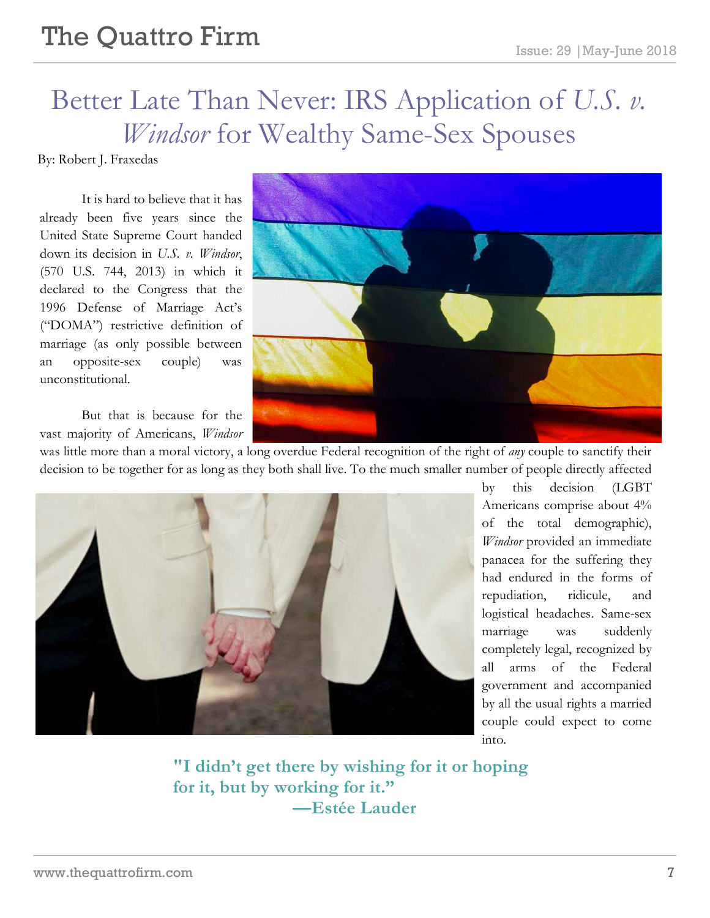# Better Late Than Never: IRS Application of *U.S. v. Windsor* for Wealthy Same-Sex Spouses

By: Robert J. Fraxedas

It is hard to believe that it has already been five years since the United State Supreme Court handed down its decision in *U.S. v. Windsor*, (570 U.S. 744, 2013) in which it declared to the Congress that the 1996 Defense of Marriage Act's ("DOMA") restrictive definition of marriage (as only possible between an opposite-sex couple) was unconstitutional.

But that is because for the vast majority of Americans, *Windsor* was little more than a moral victory, a long overdue Federal recognition of the right of *any* couple to sanctify their decision to be together for as long as they both shall live. To the much smaller number of people directly affected by this decision (LGBT Americans comprise about 4% of the total demographic), *Windsor* provided an immediate panacea for the suffering they had endured in the forms of repudiation, ridicule, and logistical headaches. Same-sex marriage was suddenly completely legal, recognized by all arms of the Federal government and accompanied by all the usual rights a married couple could expect to come into.

**"I didn't get there by wishing for it or hoping for it, but by working for it."**
**—Estée Lauder**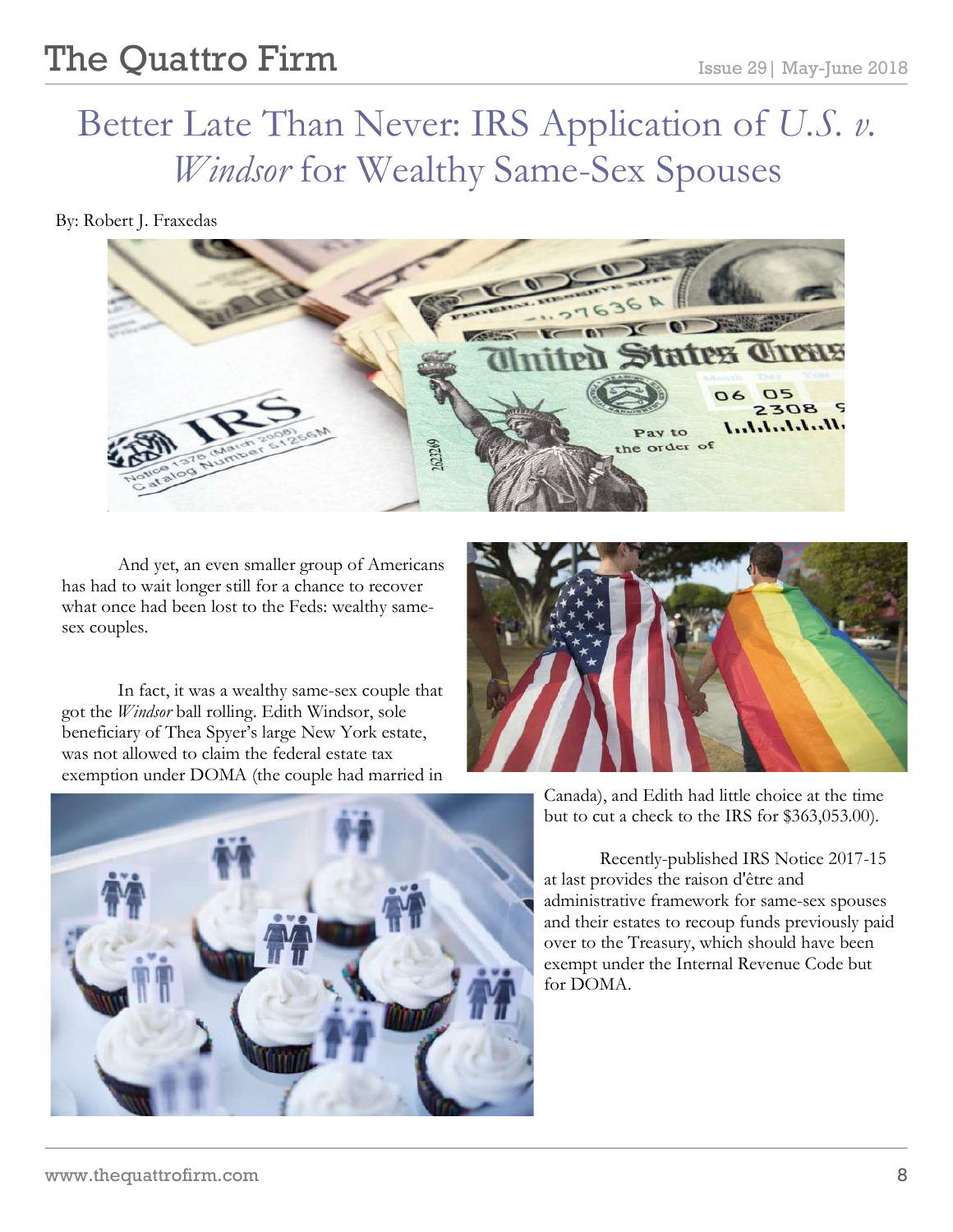# Better Late Than Never: IRS Application of *U.S. v. Windsor* for Wealthy Same-Sex Spouses

By: Robert J. Fraxedas

And yet, an even smaller group of Americans has had to wait longer still for a chance to recover what once had been lost to the Feds: wealthy same-sex couples.

In fact, it was a wealthy same-sex couple that got the *Windsor* ball rolling. Edith Windsor, sole beneficiary of Thea Spyer's large New York estate, was not allowed to claim the federal estate tax exemption under DOMA (the couple had married in Canada), and Edith had little choice at the time but to cut a check to the IRS for $363,053.00).

Recently-published IRS Notice 2017-15 at last provides the raison d'être and administrative framework for same-sex spouses and their estates to recoup funds previously paid over to the Treasury, which should have been exempt under the Internal Revenue Code but for DOMA.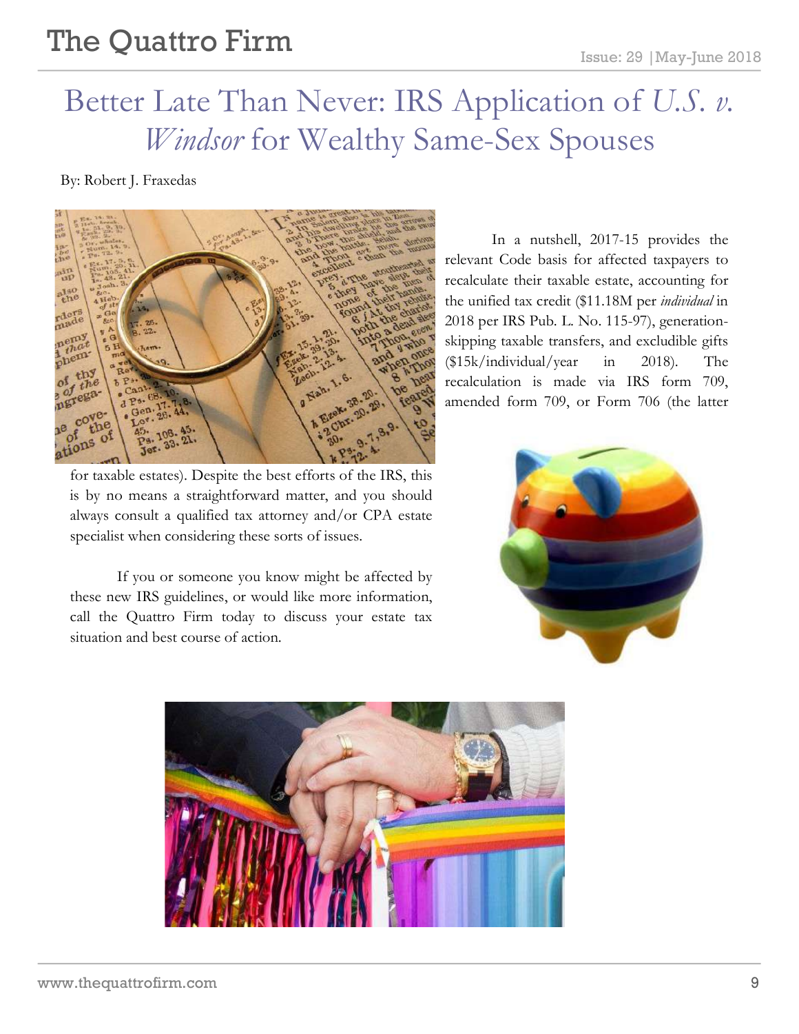# Better Late Than Never: IRS Application of *U.S. v. Windsor* for Wealthy Same-Sex Spouses

By: Robert J. Fraxedas

In a nutshell, 2017-15 provides the relevant Code basis for affected taxpayers to recalculate their taxable estate, accounting for the unified tax credit ($11.18M per *individual* in 2018 per IRS Pub. L. No. 115-97), generation-skipping taxable transfers, and excludible gifts ($15k/individual/year in 2018). The recalculation is made via IRS form 709, amended form 709, or Form 706 (the latter for taxable estates). Despite the best efforts of the IRS, this is by no means a straightforward matter, and you should always consult a qualified tax attorney and/or CPA estate specialist when considering these sorts of issues.

If you or someone you know might be affected by these new IRS guidelines, or would like more information, call the Quattro Firm today to discuss your estate tax situation and best course of action.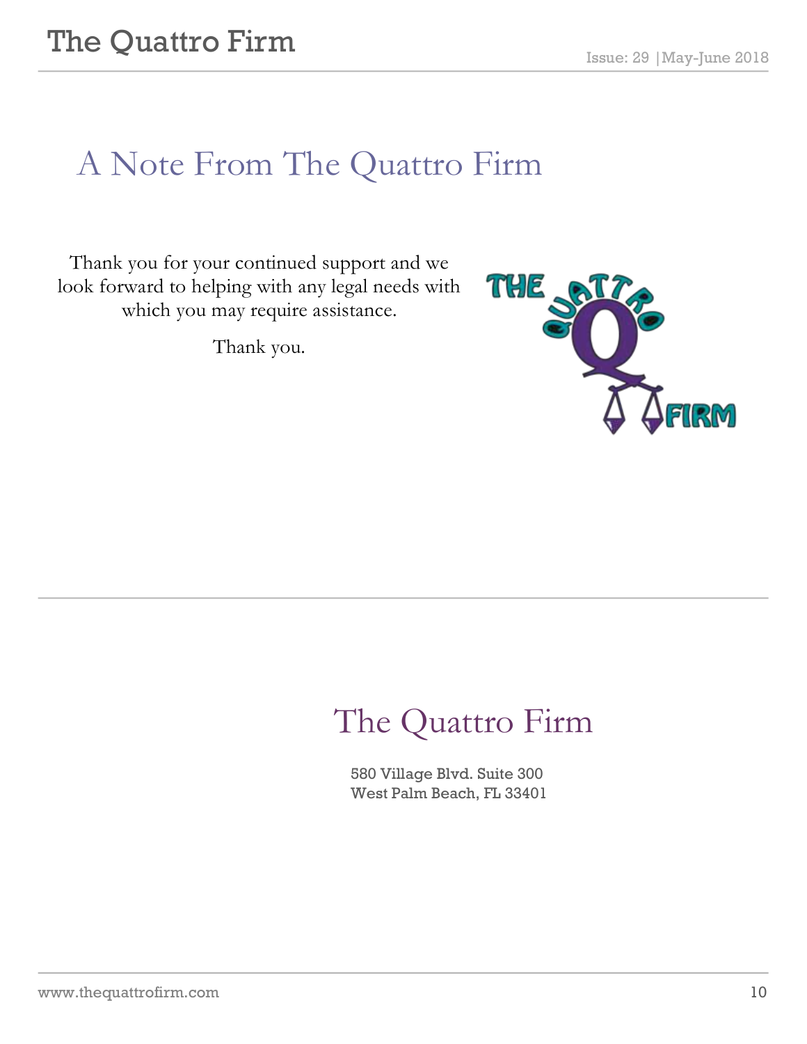# A Note From The Quattro Firm

Thank you for your continued support and we look forward to helping with any legal needs with which you may require assistance.

Thank you.

## The Quattro Firm

580 Village Blvd. Suite 300
West Palm Beach, FL 33401